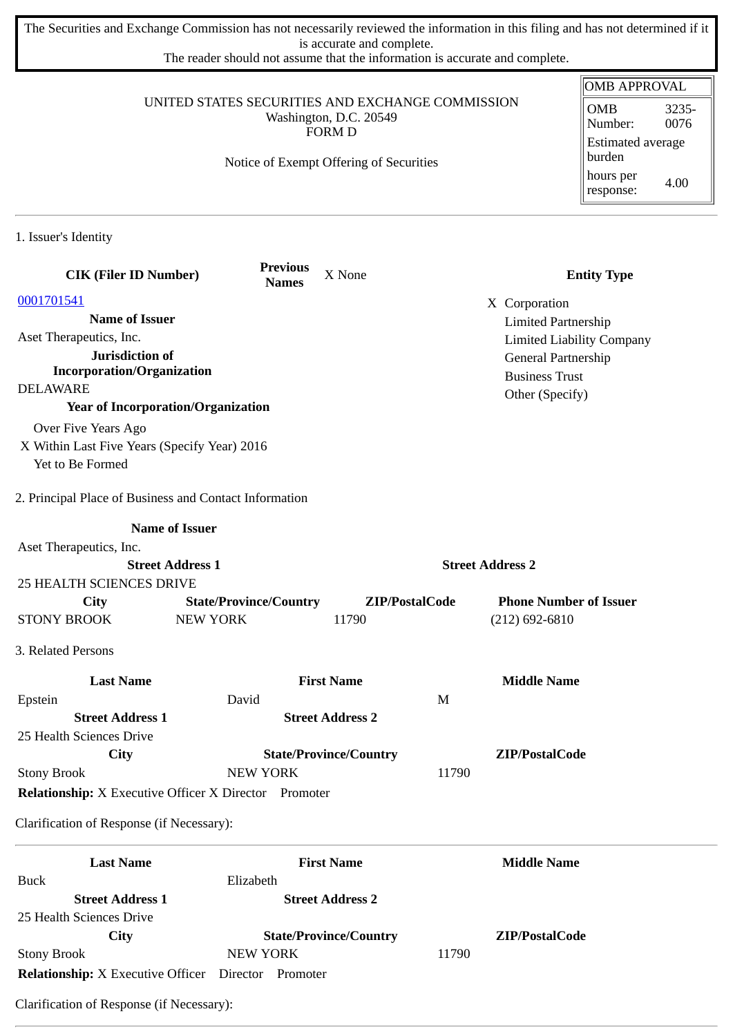The Securities and Exchange Commission has not necessarily reviewed the information in this filing and has not determined if it is accurate and complete.
The reader should not assume that the information is accurate and complete.

UNITED STATES SECURITIES AND EXCHANGE COMMISSION
Washington, D.C. 20549
FORM D

Notice of Exempt Offering of Securities

| OMB APPROVAL | |
|---|---|
| OMB Number: | 3235-0076 |
| Estimated average burden | |
| hours per response: | 4.00 |

1. Issuer's Identity

| CIK (Filer ID Number) | Previous Names | X None | Entity Type |
|---|---|---|---|
| 0001701541 | | | X Corporation |
| **Name of Issuer** | | | Limited Partnership |
| Aset Therapeutics, Inc. | | | Limited Liability Company |
| **Jurisdiction of Incorporation/Organization** | | | General Partnership |
| DELAWARE | | | Business Trust |
| **Year of Incorporation/Organization** | | | Other (Specify) |

Over Five Years Ago
X Within Last Five Years (Specify Year) 2016
Yet to Be Formed

2. Principal Place of Business and Contact Information

| Name of Issuer | | | |
|---|---|---|---|
| Aset Therapeutics, Inc. | | | |
| **Street Address 1** | | **Street Address 2** | |
| 25 HEALTH SCIENCES DRIVE | | | |
| **City** | **State/Province/Country** | **ZIP/PostalCode** | **Phone Number of Issuer** |
| STONY BROOK | NEW YORK | 11790 | (212) 692-6810 |

3. Related Persons

| Last Name | First Name | Middle Name |
|---|---|---|
| Epstein | David | M |
| **Street Address 1** | **Street Address 2** | |
| 25 Health Sciences Drive | | |
| **City** | **State/Province/Country** | **ZIP/PostalCode** |
| Stony Brook | NEW YORK | 11790 |

**Relationship:** X Executive Officer X Director Promoter

Clarification of Response (if Necessary):

| Last Name | First Name | Middle Name |
|---|---|---|
| Buck | Elizabeth | |
| **Street Address 1** | **Street Address 2** | |
| 25 Health Sciences Drive | | |
| **City** | **State/Province/Country** | **ZIP/PostalCode** |
| Stony Brook | NEW YORK | 11790 |

**Relationship:** X Executive Officer Director Promoter

Clarification of Response (if Necessary):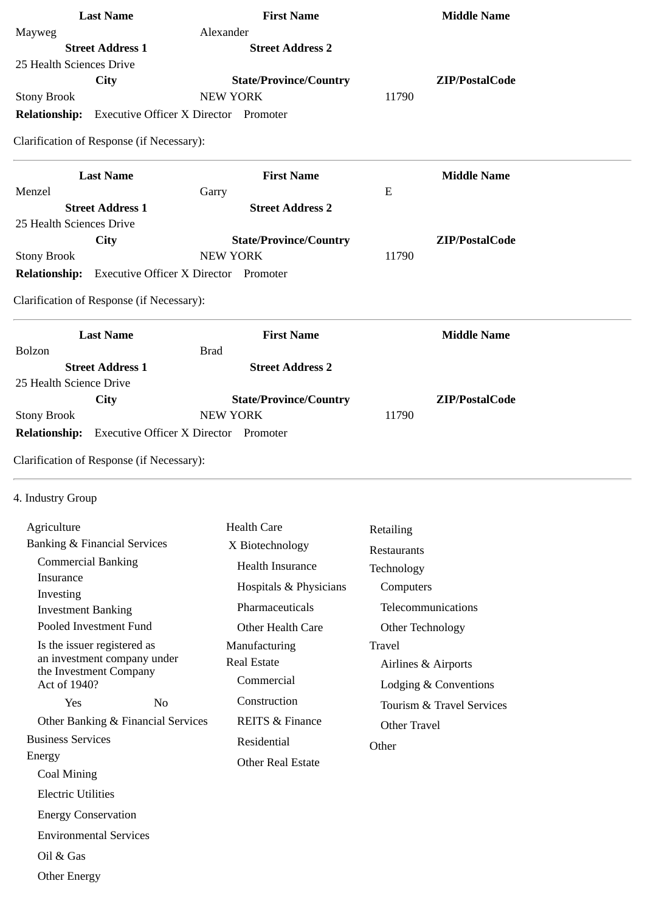| Last Name | First Name | Middle Name |
|---|---|---|
| Mayweg | Alexander | |
| **Street Address 1** | **Street Address 2** | |
| 25 Health Sciences Drive | | |
| **City** | **State/Province/Country** | **ZIP/PostalCode** |
| Stony Brook | NEW YORK | 11790 |

**Relationship:** Executive Officer X Director Promoter

Clarification of Response (if Necessary):

---

| Last Name | First Name | Middle Name |
|---|---|---|
| Menzel | Garry | E |
| **Street Address 1** | **Street Address 2** | |
| 25 Health Sciences Drive | | |
| **City** | **State/Province/Country** | **ZIP/PostalCode** |
| Stony Brook | NEW YORK | 11790 |

**Relationship:** Executive Officer X Director Promoter

Clarification of Response (if Necessary):

---

| Last Name | First Name | Middle Name |
|---|---|---|
| Bolzon | Brad | |
| **Street Address 1** | **Street Address 2** | |
| 25 Health Science Drive | | |
| **City** | **State/Province/Country** | **ZIP/PostalCode** |
| Stony Brook | NEW YORK | 11790 |

**Relationship:** Executive Officer X Director Promoter

Clarification of Response (if Necessary):

---

4. Industry Group

- Agriculture
- Banking & Financial Services
  - Commercial Banking
  - Insurance
  - Investing
  - Investment Banking
  - Pooled Investment Fund
  - Is the issuer registered as an investment company under the Investment Company Act of 1940?
    - Yes No
  - Other Banking & Financial Services
- Business Services
- Energy
  - Coal Mining
  - Electric Utilities
  - Energy Conservation
  - Environmental Services
  - Oil & Gas
  - Other Energy
- Health Care
  - X Biotechnology
  - Health Insurance
  - Hospitals & Physicians
  - Pharmaceuticals
  - Other Health Care
- Manufacturing
- Real Estate
  - Commercial
  - Construction
  - REITS & Finance
  - Residential
  - Other Real Estate
- Retailing
- Restaurants
- Technology
  - Computers
  - Telecommunications
  - Other Technology
- Travel
  - Airlines & Airports
  - Lodging & Conventions
  - Tourism & Travel Services
  - Other Travel
- Other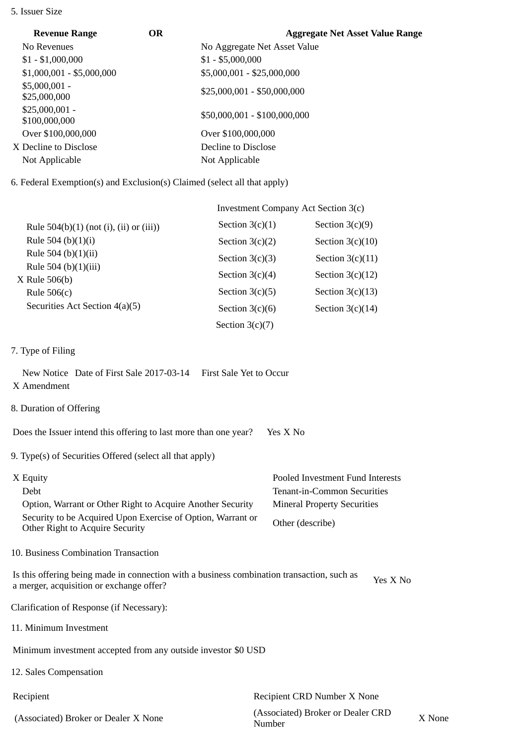5. Issuer Size

| Revenue Range | OR | Aggregate Net Asset Value Range |
|---|---|---|
| No Revenues | | No Aggregate Net Asset Value |
| $1 - $1,000,000 | | $1 - $5,000,000 |
| $1,000,001 - $5,000,000 | | $5,000,001 - $25,000,000 |
| $5,000,001 - $25,000,000 | | $25,000,001 - $50,000,000 |
| $25,000,001 - $100,000,000 | | $50,000,001 - $100,000,000 |
| Over $100,000,000 | | Over $100,000,000 |
| X Decline to Disclose | | Decline to Disclose |
| Not Applicable | | Not Applicable |

6. Federal Exemption(s) and Exclusion(s) Claimed (select all that apply)

| | Investment Company Act Section 3(c) | |
|---|---|---|
| Rule 504(b)(1) (not (i), (ii) or (iii)) | Section 3(c)(1) | Section 3(c)(9) |
| Rule 504 (b)(1)(i) | Section 3(c)(2) | Section 3(c)(10) |
| Rule 504 (b)(1)(ii) | Section 3(c)(3) | Section 3(c)(11) |
| Rule 504 (b)(1)(iii) | Section 3(c)(4) | Section 3(c)(12) |
| X Rule 506(b) | Section 3(c)(5) | Section 3(c)(13) |
| Rule 506(c) | Section 3(c)(6) | Section 3(c)(14) |
| Securities Act Section 4(a)(5) | Section 3(c)(7) | |

7. Type of Filing

New Notice Date of First Sale 2017-03-14 First Sale Yet to Occur
X Amendment

8. Duration of Offering

Does the Issuer intend this offering to last more than one year? Yes X No

9. Type(s) of Securities Offered (select all that apply)

| | |
|---|---|
| X Equity | Pooled Investment Fund Interests |
| Debt | Tenant-in-Common Securities |
| Option, Warrant or Other Right to Acquire Another Security | Mineral Property Securities |
| Security to be Acquired Upon Exercise of Option, Warrant or Other Right to Acquire Security | Other (describe) |

10. Business Combination Transaction

Is this offering being made in connection with a business combination transaction, such as a merger, acquisition or exchange offer? Yes X No

Clarification of Response (if Necessary):

11. Minimum Investment

Minimum investment accepted from any outside investor $0 USD

12. Sales Compensation

| | |
|---|---|
| Recipient | Recipient CRD Number X None |
| (Associated) Broker or Dealer X None | (Associated) Broker or Dealer CRD Number X None |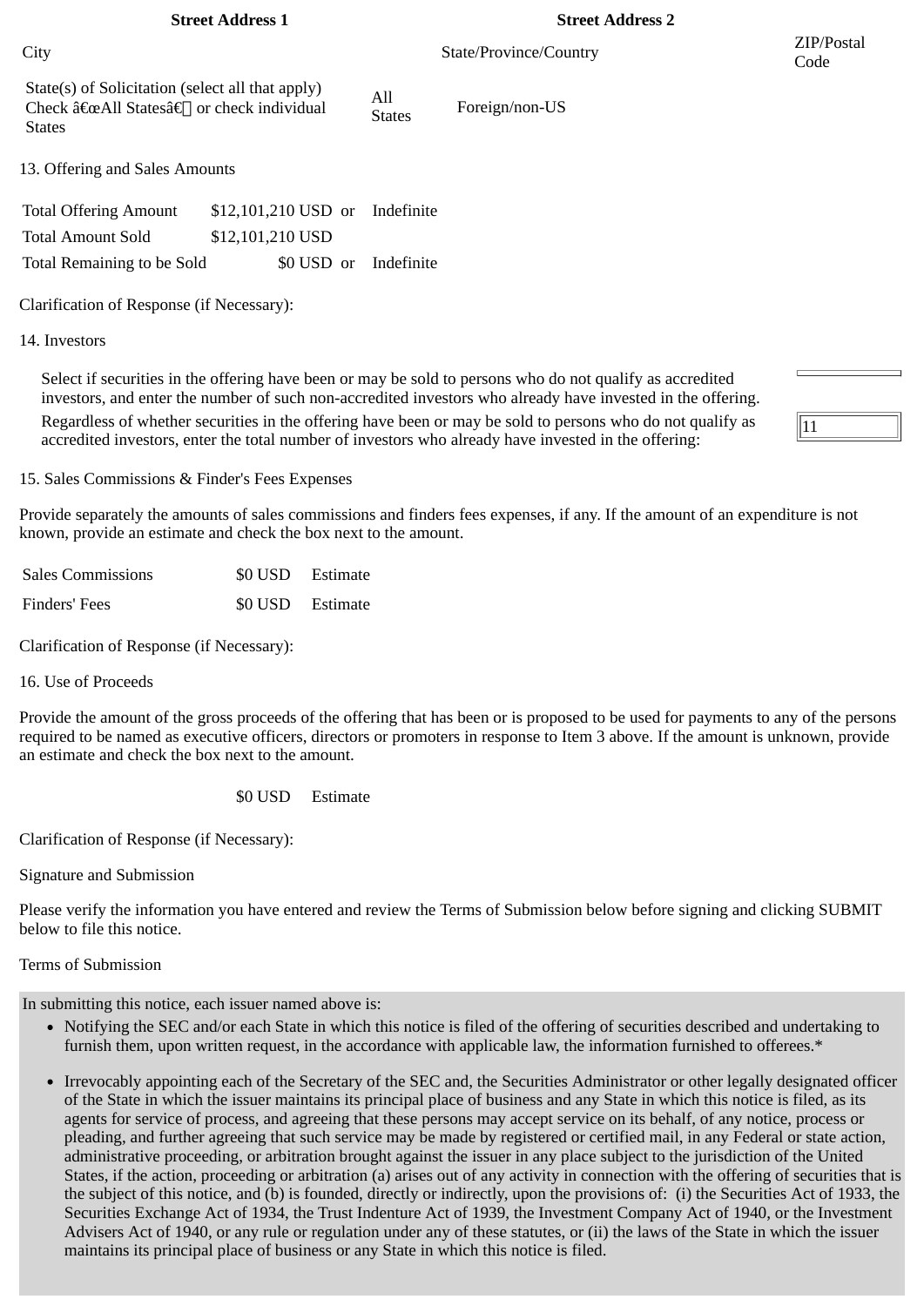| Street Address 1 | Street Address 2 | |
|---|---|---|
| City | State/Province/Country | ZIP/Postal Code |

| | | |
|---|---|---|
| State(s) of Solicitation (select all that apply) Check â€œAll Statesâ€ or check individual States | All States | Foreign/non-US |

13. Offering and Sales Amounts

| | | | |
|---|---|---|---|
| Total Offering Amount | $12,101,210 USD | or | Indefinite |
| Total Amount Sold | $12,101,210 USD | | |
| Total Remaining to be Sold | $0 USD | or | Indefinite |

Clarification of Response (if Necessary):

14. Investors

| | |
|---|---|
| Select if securities in the offering have been or may be sold to persons who do not qualify as accredited investors, and enter the number of such non-accredited investors who already have invested in the offering. | |
| Regardless of whether securities in the offering have been or may be sold to persons who do not qualify as accredited investors, enter the total number of investors who already have invested in the offering: | 11 |

15. Sales Commissions & Finder's Fees Expenses

Provide separately the amounts of sales commissions and finders fees expenses, if any. If the amount of an expenditure is not known, provide an estimate and check the box next to the amount.

| | | |
|---|---|---|
| Sales Commissions | $0 USD | Estimate |
| Finders' Fees | $0 USD | Estimate |

Clarification of Response (if Necessary):

16. Use of Proceeds

Provide the amount of the gross proceeds of the offering that has been or is proposed to be used for payments to any of the persons required to be named as executive officers, directors or promoters in response to Item 3 above. If the amount is unknown, provide an estimate and check the box next to the amount.

$0 USD Estimate

Clarification of Response (if Necessary):

Signature and Submission

Please verify the information you have entered and review the Terms of Submission below before signing and clicking SUBMIT below to file this notice.

Terms of Submission

In submitting this notice, each issuer named above is:

- Notifying the SEC and/or each State in which this notice is filed of the offering of securities described and undertaking to furnish them, upon written request, in the accordance with applicable law, the information furnished to offerees.*
- Irrevocably appointing each of the Secretary of the SEC and, the Securities Administrator or other legally designated officer of the State in which the issuer maintains its principal place of business and any State in which this notice is filed, as its agents for service of process, and agreeing that these persons may accept service on its behalf, of any notice, process or pleading, and further agreeing that such service may be made by registered or certified mail, in any Federal or state action, administrative proceeding, or arbitration brought against the issuer in any place subject to the jurisdiction of the United States, if the action, proceeding or arbitration (a) arises out of any activity in connection with the offering of securities that is the subject of this notice, and (b) is founded, directly or indirectly, upon the provisions of: (i) the Securities Act of 1933, the Securities Exchange Act of 1934, the Trust Indenture Act of 1939, the Investment Company Act of 1940, or the Investment Advisers Act of 1940, or any rule or regulation under any of these statutes, or (ii) the laws of the State in which the issuer maintains its principal place of business or any State in which this notice is filed.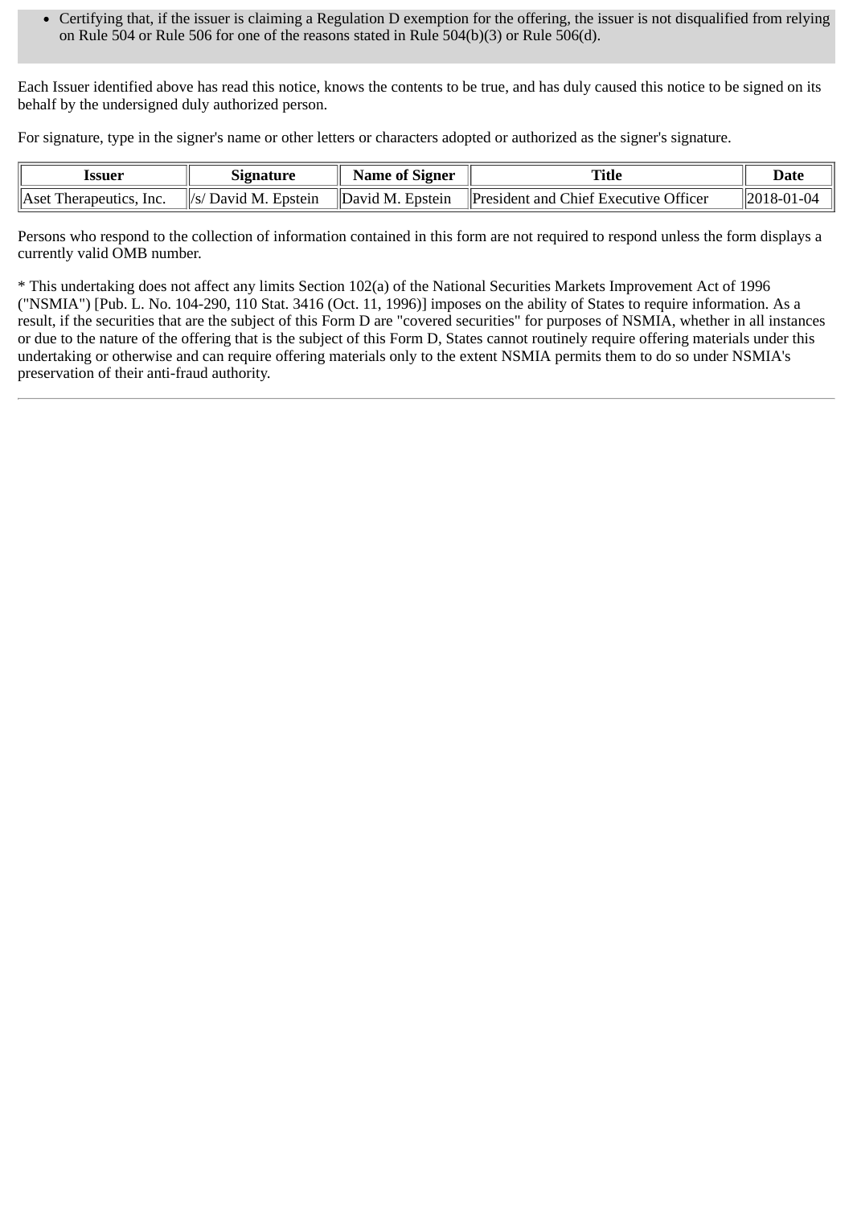- Certifying that, if the issuer is claiming a Regulation D exemption for the offering, the issuer is not disqualified from relying on Rule 504 or Rule 506 for one of the reasons stated in Rule 504(b)(3) or Rule 506(d).

Each Issuer identified above has read this notice, knows the contents to be true, and has duly caused this notice to be signed on its behalf by the undersigned duly authorized person.

For signature, type in the signer's name or other letters or characters adopted or authorized as the signer's signature.

| Issuer | Signature | Name of Signer | Title | Date |
|---|---|---|---|---|
| Aset Therapeutics, Inc. | /s/ David M. Epstein | David M. Epstein | President and Chief Executive Officer | 2018-01-04 |

Persons who respond to the collection of information contained in this form are not required to respond unless the form displays a currently valid OMB number.

* This undertaking does not affect any limits Section 102(a) of the National Securities Markets Improvement Act of 1996 ("NSMIA") [Pub. L. No. 104-290, 110 Stat. 3416 (Oct. 11, 1996)] imposes on the ability of States to require information. As a result, if the securities that are the subject of this Form D are "covered securities" for purposes of NSMIA, whether in all instances or due to the nature of the offering that is the subject of this Form D, States cannot routinely require offering materials under this undertaking or otherwise and can require offering materials only to the extent NSMIA permits them to do so under NSMIA's preservation of their anti-fraud authority.